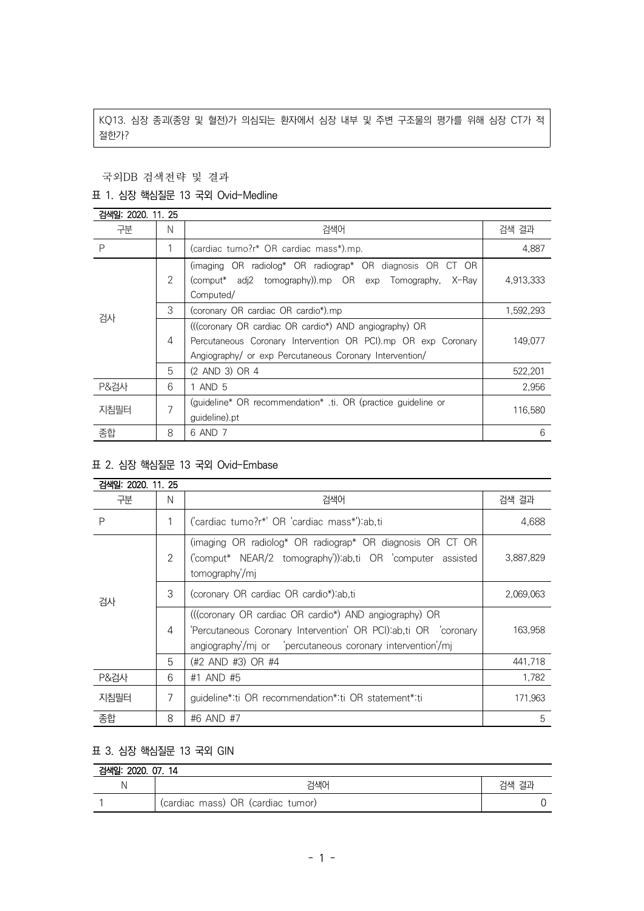KQ13. 심장 종괴(종양 및 혈전)가 의심되는 환자에서 심장 내부 및 주변 구조물의 평가를 위해 심장 CT가 적절한가?

국외DB 검색전략 및 결과

표 1. 심장 핵심질문 13 국외 Ovid-Medline

| 검색일: 2020. 11. 25 | | | |
|---|---|---|---|
| 구분 | N | 검색어 | 검색 결과 |
| P | 1 | (cardiac tumo?r* OR cardiac mass*).mp. | 4,887 |
| 검사 | 2 | (imaging OR radiolog* OR radiograp* OR diagnosis OR CT OR (comput* adj2 tomography)).mp OR exp Tomography, X-Ray Computed/ | 4,913,333 |
| | 3 | (coronary OR cardiac OR cardio*).mp | 1,592,293 |
| | 4 | (((coronary OR cardiac OR cardio*) AND angiography) OR Percutaneous Coronary Intervention OR PCI).mp OR exp Coronary Angiography/ or exp Percutaneous Coronary Intervention/ | 149,077 |
| | 5 | (2 AND 3) OR 4 | 522,201 |
| P&검사 | 6 | 1 AND 5 | 2,956 |
| 지침필터 | 7 | (guideline* OR recommendation* .ti. OR (practice guideline or guideline).pt | 116,580 |
| 종합 | 8 | 6 AND 7 | 6 |

표 2. 심장 핵심질문 13 국외 Ovid-Embase

| 검색일: 2020. 11. 25 | | | |
|---|---|---|---|
| 구분 | N | 검색어 | 검색 결과 |
| P | 1 | ('cardiac tumo?r*' OR 'cardiac mass*'):ab,ti | 4,688 |
| 검사 | 2 | (imaging OR radiolog* OR radiograp* OR diagnosis OR CT OR ('comput* NEAR/2 tomography')):ab,ti OR 'computer assisted tomography'/mj | 3,887,829 |
| | 3 | (coronary OR cardiac OR cardio*):ab,ti | 2,069,063 |
| | 4 | (((coronary OR cardiac OR cardio*) AND angiography) OR 'Percutaneous Coronary Intervention' OR PCI):ab,ti OR 'coronary angiography'/mj or 'percutaneous coronary intervention'/mj | 163,958 |
| | 5 | (#2 AND #3) OR #4 | 441,718 |
| P&검사 | 6 | #1 AND #5 | 1,782 |
| 지침필터 | 7 | guideline*:ti OR recommendation*:ti OR statement*:ti | 171,963 |
| 종합 | 8 | #6 AND #7 | 5 |

표 3. 심장 핵심질문 13 국외 GIN

| 검색일: 2020. 07. 14 | | |
|---|---|---|
| N | 검색어 | 검색 결과 |
| 1 | (cardiac mass) OR (cardiac tumor) | 0 |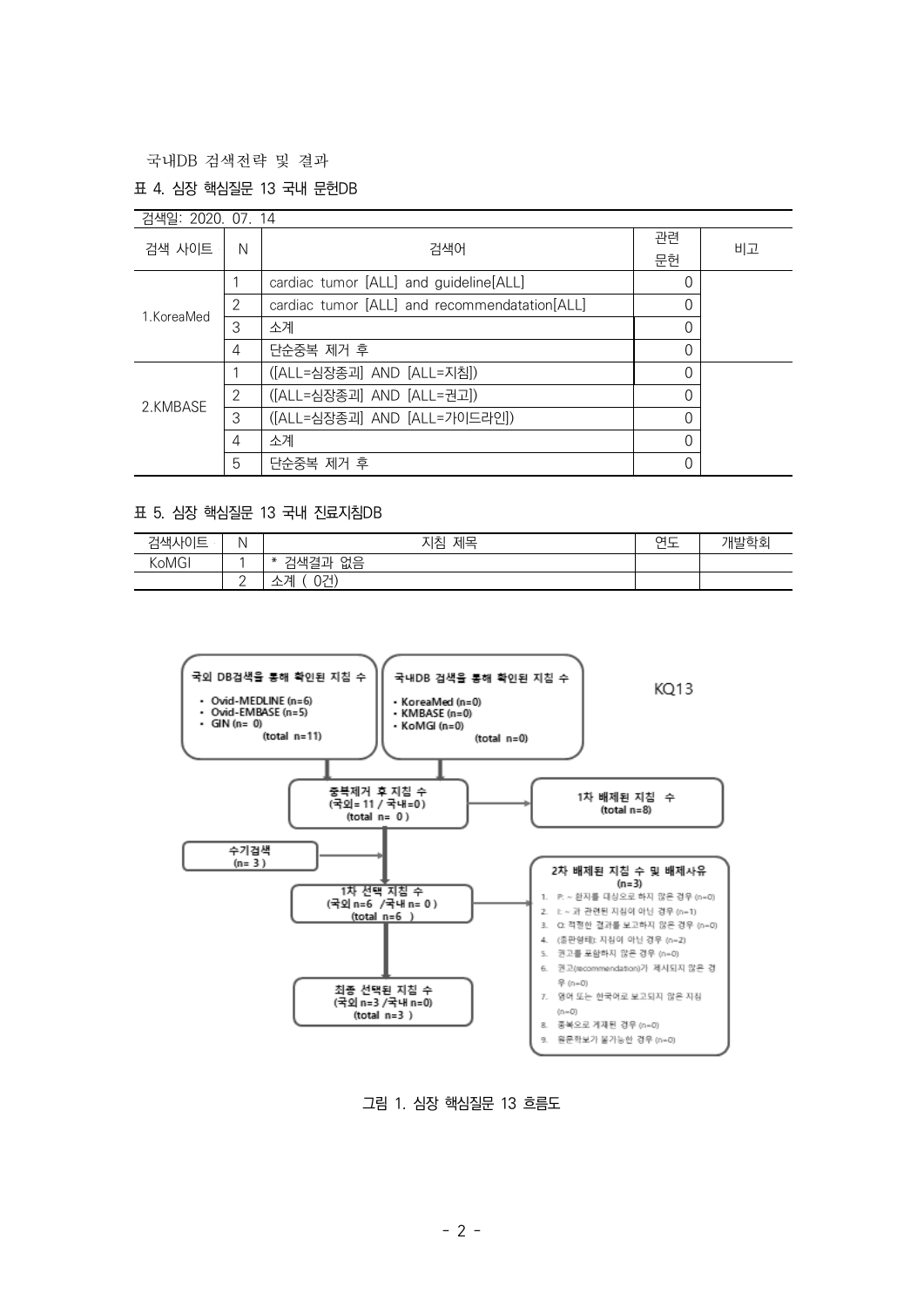국내DB 검색전략 및 결과

표 4. 심장 핵심질문 13 국내 문헌DB

검색일: 2020. 07. 14

| 검색 사이트 | N | 검색어 | 관련 문헌 | 비고 |
|---|---|---|---|---|
| 1.KoreaMed | 1 | cardiac tumor [ALL] and guideline[ALL] | 0 | |
| | 2 | cardiac tumor [ALL] and recommendatation[ALL] | 0 | |
| | 3 | 소계 | 0 | |
| | 4 | 단순중복 제거 후 | 0 | |
| 2.KMBASE | 1 | ([ALL=심장종괴] AND [ALL=지침]) | 0 | |
| | 2 | ([ALL=심장종괴] AND [ALL=권고]) | 0 | |
| | 3 | ([ALL=심장종괴] AND [ALL=가이드라인]) | 0 | |
| | 4 | 소계 | 0 | |
| | 5 | 단순중복 제거 후 | 0 | |

표 5. 심장 핵심질문 13 국내 진료지침DB

| 검색사이트 | N | 지침 제목 | 연도 | 개발학회 |
|---|---|---|---|---|
| KoMGI | 1 | * 검색결과 없음 | | |
| | 2 | 소계 ( 0건) | | |

KQ13

국외 DB검색을 통해 확인된 지침 수
- Ovid-MEDLINE (n=6)
- Ovid-EMBASE (n=5)
- GIN (n= 0)

(total n=11)

국내DB 검색을 통해 확인된 지침 수
- KoreaMed (n=0)
- KMBASE (n=0)
- KoMGI (n=0)

(total n=0)

중복제거 후 지침 수
(국외= 11 / 국내=0 )
(total n= 0 )

1차 배제된 지침 수
(total n=8)

수기검색
(n= 3 )

1차 선택 지침 수
(국외 n=6 /국내 n= 0 )
(total n=6 )

2차 배제된 지침 수 및 배제사유
(n=3)
1. P: ~ 환자를 대상으로 하지 않은 경우 (n=0)
2. I: ~ 과 관련된 지침이 아닌 경우 (n=1)
3. O: 적절한 결과를 보고하지 않은 경우 (n=0)
4. (출판형태): 지침이 아닌 경우 (n=2)
5. 권고를 포함하지 않은 경우 (n=0)
6. 권고(recommendation)가 제시되지 않은 경우 (n=0)
7. 영어 또는 한국어로 보고되지 않은 지침 (n=0)
8. 중복으로 게재된 경우 (n=0)
9. 원문확보가 불가능한 경우 (n=0)

최종 선택된 지침 수
(국외 n=3 /국내 n=0)
(total n=3 )

그림 1. 심장 핵심질문 13 흐름도